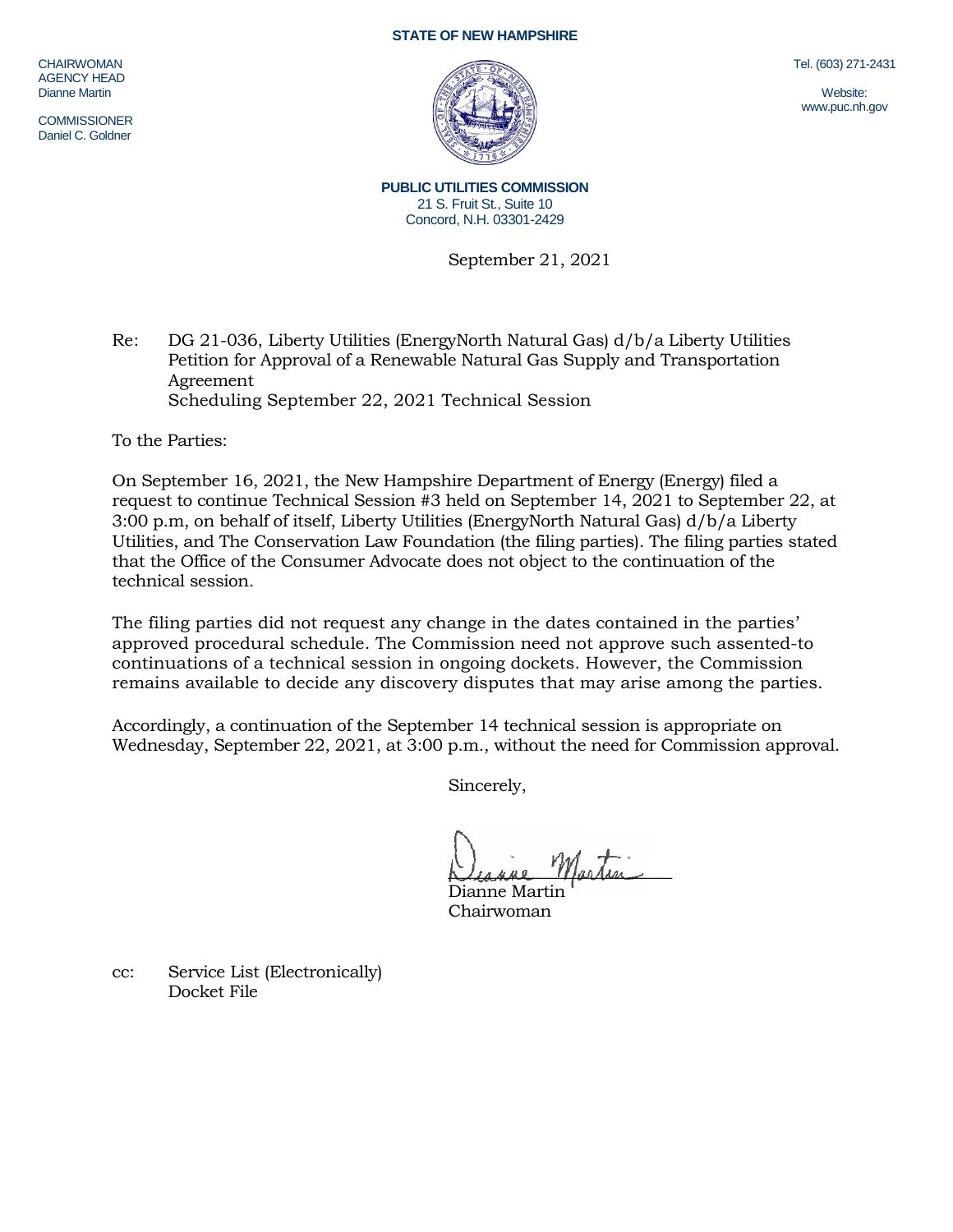**STATE OF NEW HAMPSHIRE**

CHAIRWOMAN
AGENCY HEAD
Dianne Martin

COMMISSIONER
Daniel C. Goldner

Tel. (603) 271-2431

Website:
www.puc.nh.gov

**PUBLIC UTILITIES COMMISSION**
21 S. Fruit St., Suite 10
Concord, N.H. 03301-2429

September 21, 2021

Re: DG 21-036, Liberty Utilities (EnergyNorth Natural Gas) d/b/a Liberty Utilities Petition for Approval of a Renewable Natural Gas Supply and Transportation Agreement
Scheduling September 22, 2021 Technical Session

To the Parties:

On September 16, 2021, the New Hampshire Department of Energy (Energy) filed a request to continue Technical Session #3 held on September 14, 2021 to September 22, at 3:00 p.m, on behalf of itself, Liberty Utilities (EnergyNorth Natural Gas) d/b/a Liberty Utilities, and The Conservation Law Foundation (the filing parties). The filing parties stated that the Office of the Consumer Advocate does not object to the continuation of the technical session.

The filing parties did not request any change in the dates contained in the parties' approved procedural schedule. The Commission need not approve such assented-to continuations of a technical session in ongoing dockets. However, the Commission remains available to decide any discovery disputes that may arise among the parties.

Accordingly, a continuation of the September 14 technical session is appropriate on Wednesday, September 22, 2021, at 3:00 p.m., without the need for Commission approval.

Sincerely,

Dianne Martin
Chairwoman

cc: Service List (Electronically)
Docket File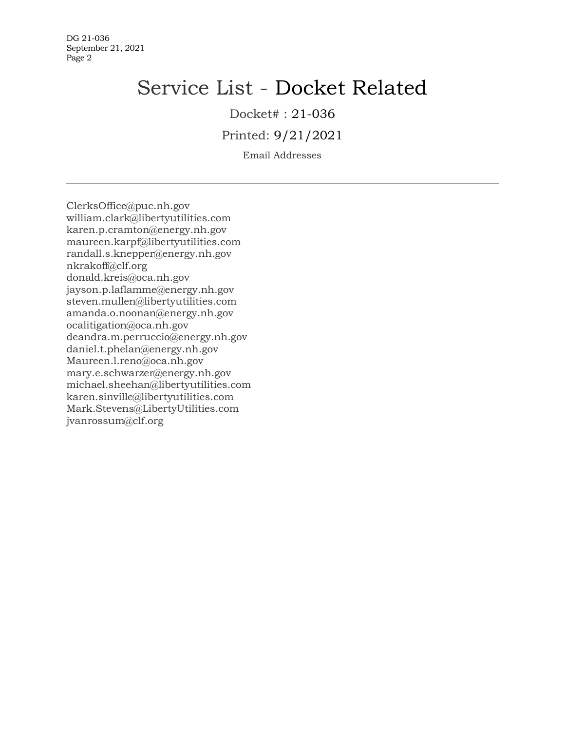# Service List - Docket Related

Docket# : 21-036

Printed: 9/21/2021

Email Addresses

---

ClerksOffice@puc.nh.gov
william.clark@libertyutilities.com
karen.p.cramton@energy.nh.gov
maureen.karpf@libertyutilities.com
randall.s.knepper@energy.nh.gov
nkrakoff@clf.org
donald.kreis@oca.nh.gov
jayson.p.laflamme@energy.nh.gov
steven.mullen@libertyutilities.com
amanda.o.noonan@energy.nh.gov
ocalitigation@oca.nh.gov
deandra.m.perruccio@energy.nh.gov
daniel.t.phelan@energy.nh.gov
Maureen.l.reno@oca.nh.gov
mary.e.schwarzer@energy.nh.gov
michael.sheehan@libertyutilities.com
karen.sinville@libertyutilities.com
Mark.Stevens@LibertyUtilities.com
jvanrossum@clf.org